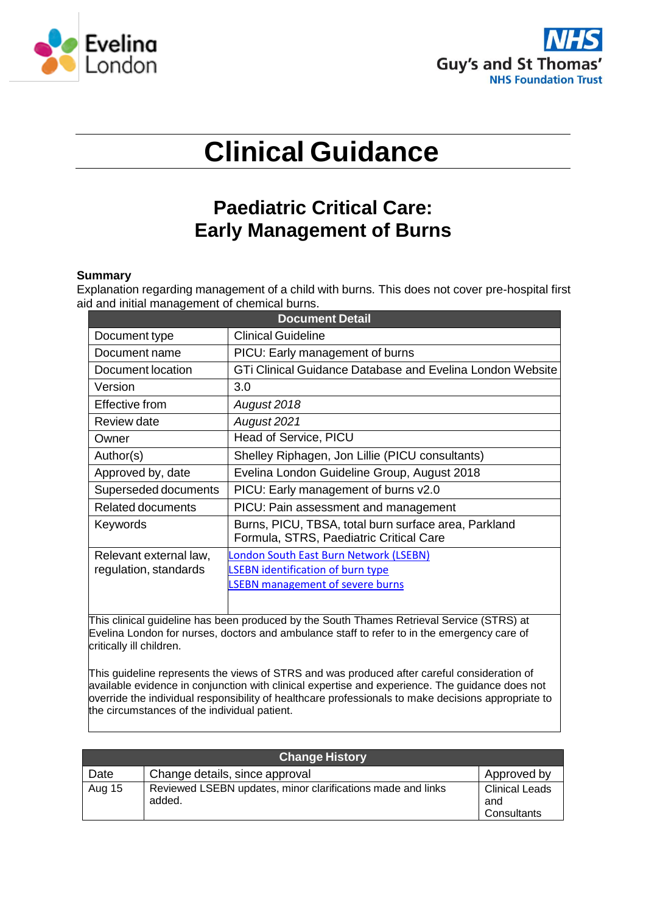Evelina London

NHS Guy's and St Thomas' NHS Foundation Trust

# Clinical Guidance

## Paediatric Critical Care: Early Management of Burns

**Summary**
Explanation regarding management of a child with burns. This does not cover pre-hospital first aid and initial management of chemical burns.

| Document Detail | |
|---|---|
| Document type | Clinical Guideline |
| Document name | PICU: Early management of burns |
| Document location | GTi Clinical Guidance Database and Evelina London Website |
| Version | 3.0 |
| Effective from | *August 2018* |
| Review date | *August 2021* |
| Owner | Head of Service, PICU |
| Author(s) | Shelley Riphagen, Jon Lillie (PICU consultants) |
| Approved by, date | Evelina London Guideline Group, August 2018 |
| Superseded documents | PICU: Early management of burns v2.0 |
| Related documents | PICU: Pain assessment and management |
| Keywords | Burns, PICU, TBSA, total burn surface area, Parkland Formula, STRS, Paediatric Critical Care |
| Relevant external law, regulation, standards | London South East Burn Network (LSEBN)<br>LSEBN identification of burn type<br>LSEBN management of severe burns |

This clinical guideline has been produced by the South Thames Retrieval Service (STRS) at Evelina London for nurses, doctors and ambulance staff to refer to in the emergency care of critically ill children.

This guideline represents the views of STRS and was produced after careful consideration of available evidence in conjunction with clinical expertise and experience. The guidance does not override the individual responsibility of healthcare professionals to make decisions appropriate to the circumstances of the individual patient.

| Change History | | |
|---|---|---|
| Date | Change details, since approval | Approved by |
| Aug 15 | Reviewed LSEBN updates, minor clarifications made and links added. | Clinical Leads and Consultants |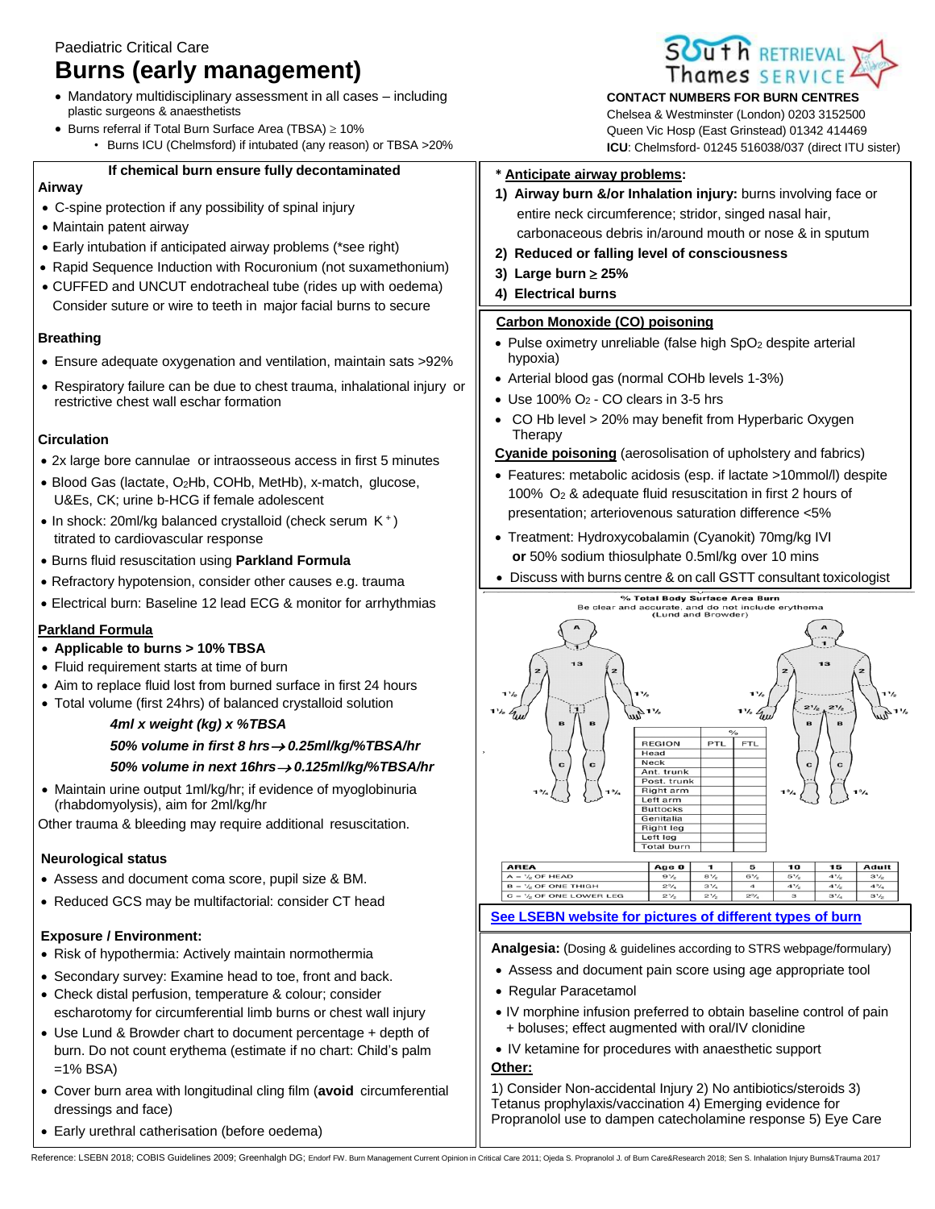Paediatric Critical Care

# Burns (early management)

- Mandatory multidisciplinary assessment in all cases – including plastic surgeons & anaesthetists
- Burns referral if Total Burn Surface Area (TBSA) ≥ 10%
  - Burns ICU (Chelmsford) if intubated (any reason) or TBSA >20%

South Thames Retrieval Service

**CONTACT NUMBERS FOR BURN CENTRES**

Chelsea & Westminster (London) 0203 3152500
Queen Vic Hosp (East Grinstead) 01342 414469
**ICU**: Chelmsford- 01245 516038/037 (direct ITU sister)

**If chemical burn ensure fully decontaminated**

### Airway

- C-spine protection if any possibility of spinal injury
- Maintain patent airway
- Early intubation if anticipated airway problems (*see right)
- Rapid Sequence Induction with Rocuronium (not suxamethonium)
- CUFFED and UNCUT endotracheal tube (rides up with oedema) Consider suture or wire to teeth in major facial burns to secure

### Breathing

- Ensure adequate oxygenation and ventilation, maintain sats >92%
- Respiratory failure can be due to chest trauma, inhalational injury or restrictive chest wall eschar formation

### Circulation

- 2x large bore cannulae or intraosseous access in first 5 minutes
- Blood Gas (lactate, $O_2Hb$, COHb, MetHb), x-match, glucose, U&Es, CK; urine b-HCG if female adolescent
- In shock: 20ml/kg balanced crystalloid (check serum $K^+$) titrated to cardiovascular response
- Burns fluid resuscitation using **Parkland Formula**
- Refractory hypotension, consider other causes e.g. trauma
- Electrical burn: Baseline 12 lead ECG & monitor for arrhythmias

### Parkland Formula

- **Applicable to burns > 10% TBSA**
- Fluid requirement starts at time of burn
- Aim to replace fluid lost from burned surface in first 24 hours
- Total volume (first 24hrs) of balanced crystalloid solution

***4ml x weight (kg) x %TBSA***

***50% volume in first 8 hrs → 0.25ml/kg/%TBSA/hr***

***50% volume in next 16hrs → 0.125ml/kg/%TBSA/hr***

- Maintain urine output 1ml/kg/hr; if evidence of myoglobinuria (rhabdomyolysis), aim for 2ml/kg/hr

Other trauma & bleeding may require additional resuscitation.

### Neurological status

- Assess and document coma score, pupil size & BM.
- Reduced GCS may be multifactorial: consider CT head

### Exposure / Environment:

- Risk of hypothermia: Actively maintain normothermia
- Secondary survey: Examine head to toe, front and back.
- Check distal perfusion, temperature & colour; consider escharotomy for circumferential limb burns or chest wall injury
- Use Lund & Browder chart to document percentage + depth of burn. Do not count erythema (estimate if no chart: Child's palm =1% BSA)
- Cover burn area with longitudinal cling film (**avoid** circumferential dressings and face)
- Early urethral catherisation (before oedema)

### * Anticipate airway problems:

1) **Airway burn &/or Inhalation injury:** burns involving face or entire neck circumference; stridor, singed nasal hair, carbonaceous debris in/around mouth or nose & in sputum
2) **Reduced or falling level of consciousness**
3) **Large burn ≥ 25%**
4) **Electrical burns**

### Carbon Monoxide (CO) poisoning

- Pulse oximetry unreliable (false high $SpO_2$ despite arterial hypoxia)
- Arterial blood gas (normal COHb levels 1-3%)
- Use 100% $O_2$ - CO clears in 3-5 hrs
- CO Hb level > 20% may benefit from Hyperbaric Oxygen Therapy

**Cyanide poisoning** (aerosolisation of upholstery and fabrics)

- Features: metabolic acidosis (esp. if lactate >10mmol/l) despite 100% $O_2$ & adequate fluid resuscitation in first 2 hours of presentation; arteriovenous saturation difference <5%
- Treatment: Hydroxycobalamin (Cyanokit) 70mg/kg IVI **or** 50% sodium thiosulphate 0.5ml/kg over 10 mins
- Discuss with burns centre & on call GSTT consultant toxicologist

**% Total Body Surface Area Burn**
Be clear and accurate, and do not include erythema
(Lund and Browder)

| REGION | PTL | FTL |
|---|---|---|
| Head | | |
| Neck | | |
| Ant. trunk | | |
| Post. trunk | | |
| Right arm | | |
| Left arm | | |
| Buttocks | | |
| Genitalia | | |
| Right leg | | |
| Left leg | | |
| Total burn | | |

| AREA | Age 0 | 1 | 5 | 10 | 15 | Adult |
|---|---|---|---|---|---|---|
| A = ½ OF HEAD | 9½ | 8½ | 6½ | 5½ | 4½ | 3½ |
| B = ½ OF ONE THIGH | 2¾ | 3¼ | 4 | 4½ | 4½ | 4¾ |
| C = ½ OF ONE LOWER LEG | 2½ | 2½ | 2¾ | 3 | 3¼ | 3½ |

**See LSEBN website for pictures of different types of burn**

**Analgesia:** (Dosing & guidelines according to STRS webpage/formulary)

- Assess and document pain score using age appropriate tool
- Regular Paracetamol
- IV morphine infusion preferred to obtain baseline control of pain + boluses; effect augmented with oral/IV clonidine
- IV ketamine for procedures with anaesthetic support

**Other:**

1) Consider Non-accidental Injury 2) No antibiotics/steroids 3) Tetanus prophylaxis/vaccination 4) Emerging evidence for Propranolol use to dampen catecholamine response 5) Eye Care

Reference: LSEBN 2018; COBIS Guidelines 2009; Greenhalgh DG; Endorf FW. Burn Management Current Opinion in Critical Care 2011; Ojeda S. Propranolol J. of Burn Care&Research 2018; Sen S. Inhalation Injury Burns&Trauma 2017